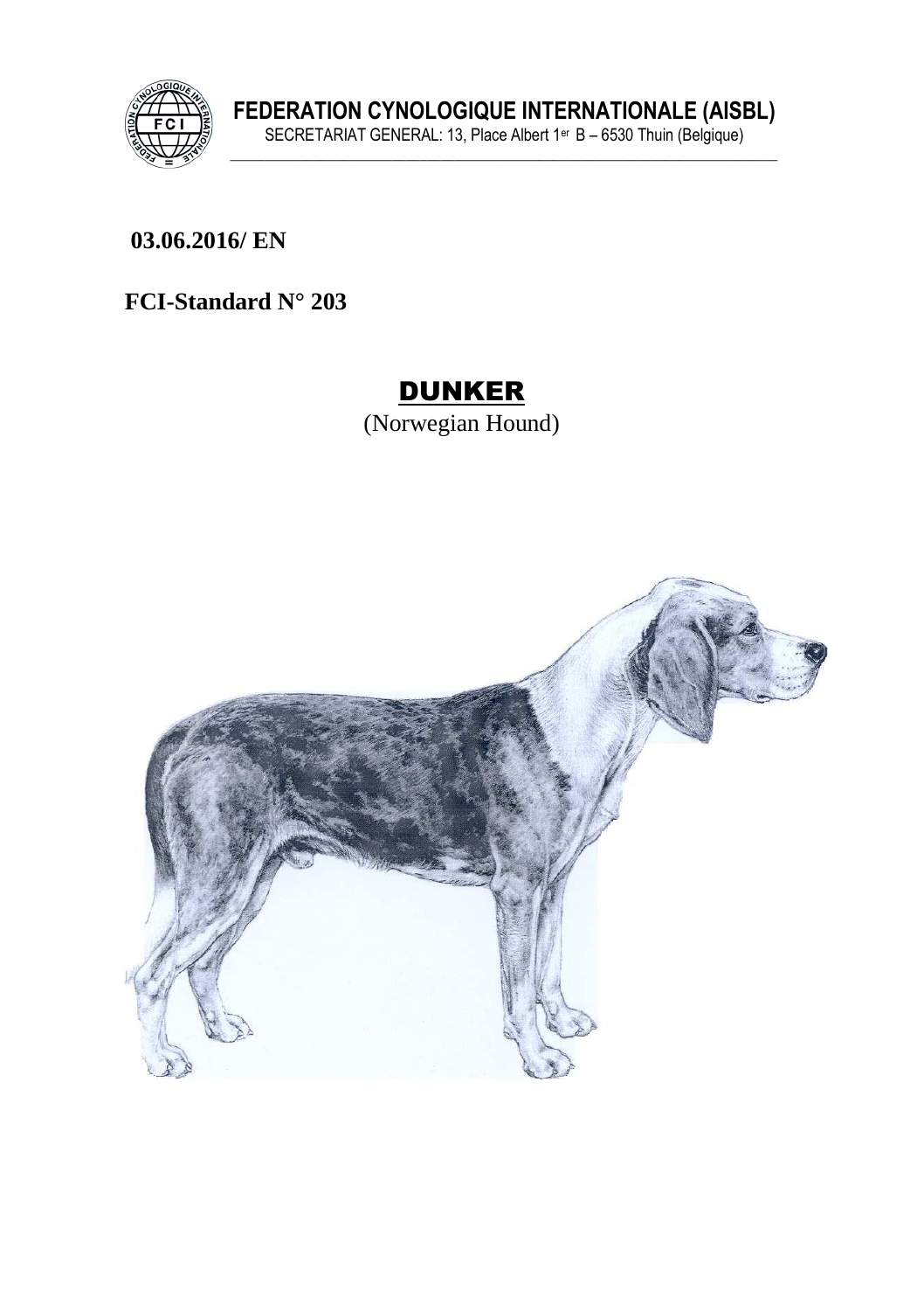**FEDERATION CYNOLOGIQUE INTERNATIONALE (AISBL)**
SECRETARIAT GENERAL: 13, Place Albert 1er B – 6530 Thuin (Belgique)

**03.06.2016/ EN**

**FCI-Standard N° 203**

# DUNKER

(Norwegian Hound)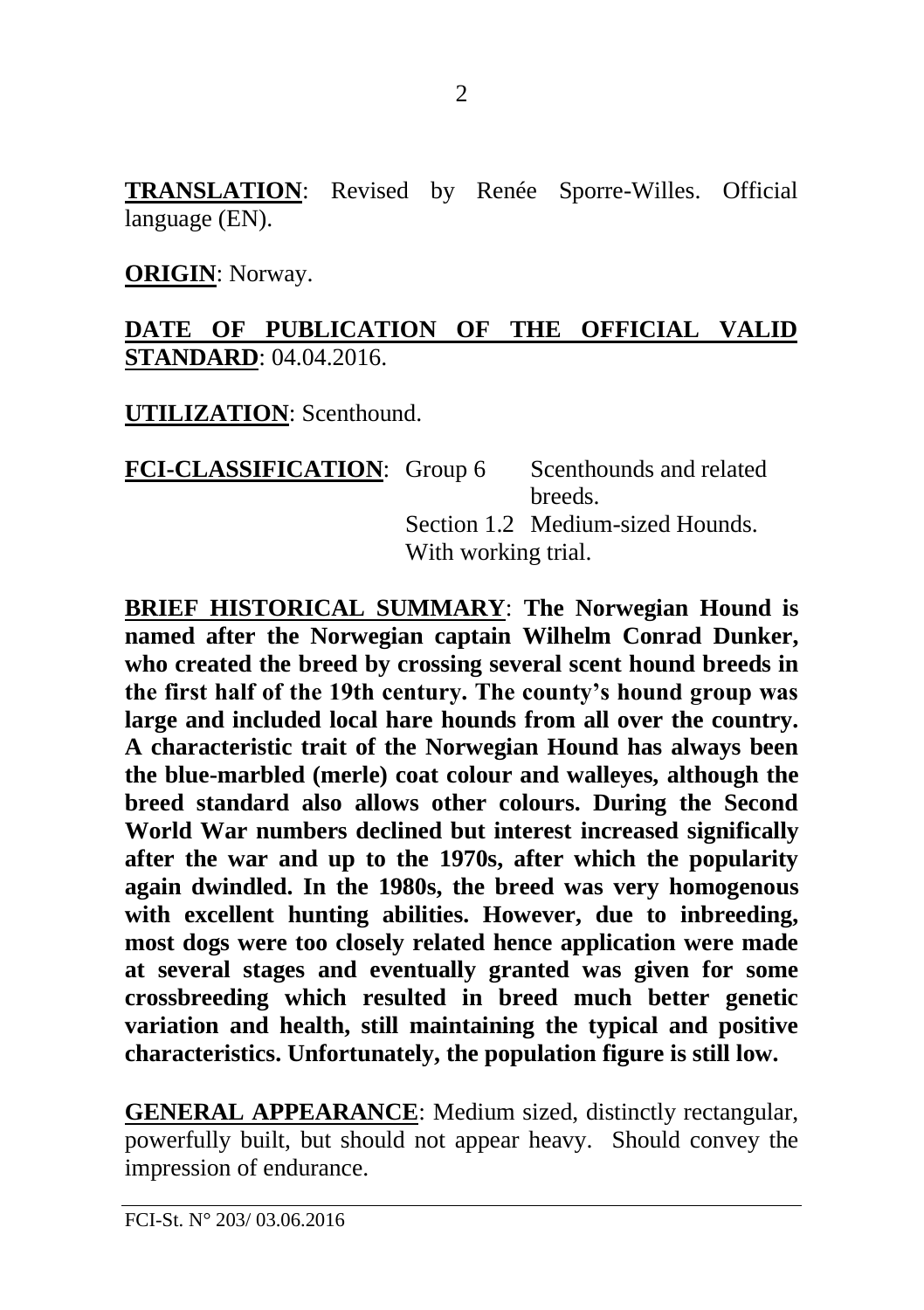**TRANSLATION**: Revised by Renée Sporre-Willes. Official language (EN).

**ORIGIN**: Norway.

**DATE OF PUBLICATION OF THE OFFICIAL VALID STANDARD**: 04.04.2016.

**UTILIZATION**: Scenthound.

**FCI-CLASSIFICATION**: Group 6 Scenthounds and related breeds.
Section 1.2 Medium-sized Hounds.
With working trial.

**BRIEF HISTORICAL SUMMARY**: **The Norwegian Hound is named after the Norwegian captain Wilhelm Conrad Dunker, who created the breed by crossing several scent hound breeds in the first half of the 19th century. The county's hound group was large and included local hare hounds from all over the country. A characteristic trait of the Norwegian Hound has always been the blue-marbled (merle) coat colour and walleyes, although the breed standard also allows other colours. During the Second World War numbers declined but interest increased significally after the war and up to the 1970s, after which the popularity again dwindled. In the 1980s, the breed was very homogenous with excellent hunting abilities. However, due to inbreeding, most dogs were too closely related hence application were made at several stages and eventually granted was given for some crossbreeding which resulted in breed much better genetic variation and health, still maintaining the typical and positive characteristics. Unfortunately, the population figure is still low.**

**GENERAL APPEARANCE**: Medium sized, distinctly rectangular, powerfully built, but should not appear heavy. Should convey the impression of endurance.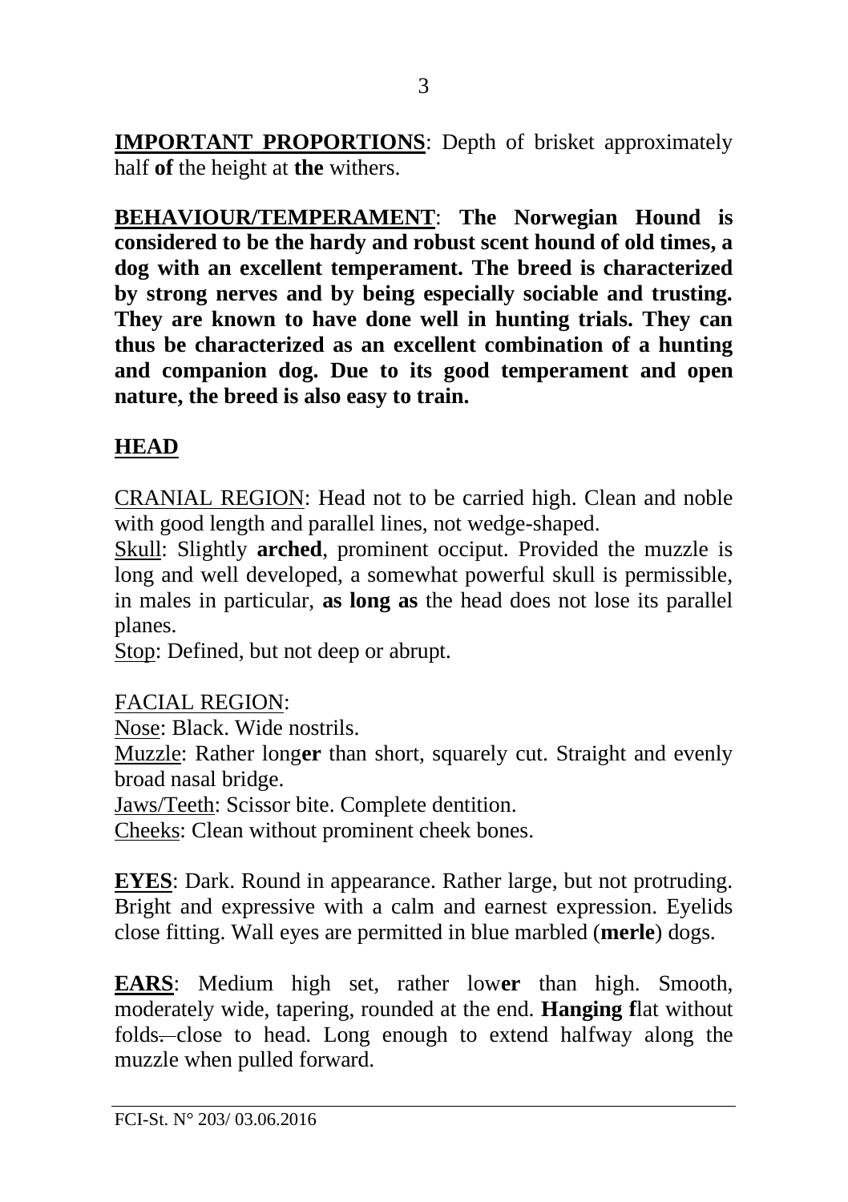**IMPORTANT PROPORTIONS**: Depth of brisket approximately half **of** the height at **the** withers.

**BEHAVIOUR/TEMPERAMENT**: **The Norwegian Hound is considered to be the hardy and robust scent hound of old times, a dog with an excellent temperament. The breed is characterized by strong nerves and by being especially sociable and trusting. They are known to have done well in hunting trials. They can thus be characterized as an excellent combination of a hunting and companion dog. Due to its good temperament and open nature, the breed is also easy to train.**

## HEAD

CRANIAL REGION: Head not to be carried high. Clean and noble with good length and parallel lines, not wedge-shaped.
Skull: Slightly **arched**, prominent occiput. Provided the muzzle is long and well developed, a somewhat powerful skull is permissible, in males in particular, **as long as** the head does not lose its parallel planes.
Stop: Defined, but not deep or abrupt.

FACIAL REGION:
Nose: Black. Wide nostrils.
Muzzle: Rather long**er** than short, squarely cut. Straight and evenly broad nasal bridge.
Jaws/Teeth: Scissor bite. Complete dentition.
Cheeks: Clean without prominent cheek bones.

**EYES**: Dark. Round in appearance. Rather large, but not protruding. Bright and expressive with a calm and earnest expression. Eyelids close fitting. Wall eyes are permitted in blue marbled (**merle**) dogs.

**EARS**: Medium high set, rather low**er** than high. Smooth, moderately wide, tapering, rounded at the end. **Hanging f**lat without folds. close to head. Long enough to extend halfway along the muzzle when pulled forward.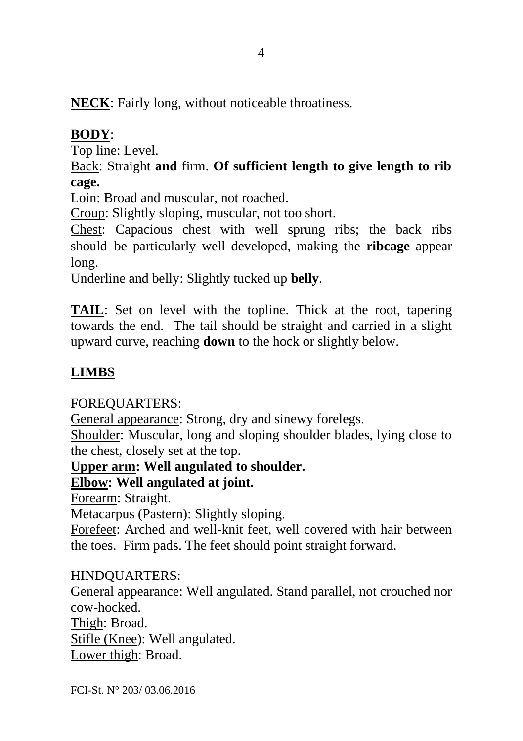**NECK**: Fairly long, without noticeable throatiness.

**BODY**:

Top line: Level.

Back: Straight **and** firm. **Of sufficient length to give length to rib cage.**

Loin: Broad and muscular, not roached.

Croup: Slightly sloping, muscular, not too short.

Chest: Capacious chest with well sprung ribs; the back ribs should be particularly well developed, making the **ribcage** appear long.

Underline and belly: Slightly tucked up **belly**.

**TAIL**: Set on level with the topline. Thick at the root, tapering towards the end. The tail should be straight and carried in a slight upward curve, reaching **down** to the hock or slightly below.

**LIMBS**

FOREQUARTERS:

General appearance: Strong, dry and sinewy forelegs.

Shoulder: Muscular, long and sloping shoulder blades, lying close to the chest, closely set at the top.

**Upper arm: Well angulated to shoulder.**

**Elbow: Well angulated at joint.**

Forearm: Straight.

Metacarpus (Pastern): Slightly sloping.

Forefeet: Arched and well-knit feet, well covered with hair between the toes. Firm pads. The feet should point straight forward.

HINDQUARTERS:

General appearance: Well angulated. Stand parallel, not crouched nor cow-hocked.

Thigh: Broad.

Stifle (Knee): Well angulated.

Lower thigh: Broad.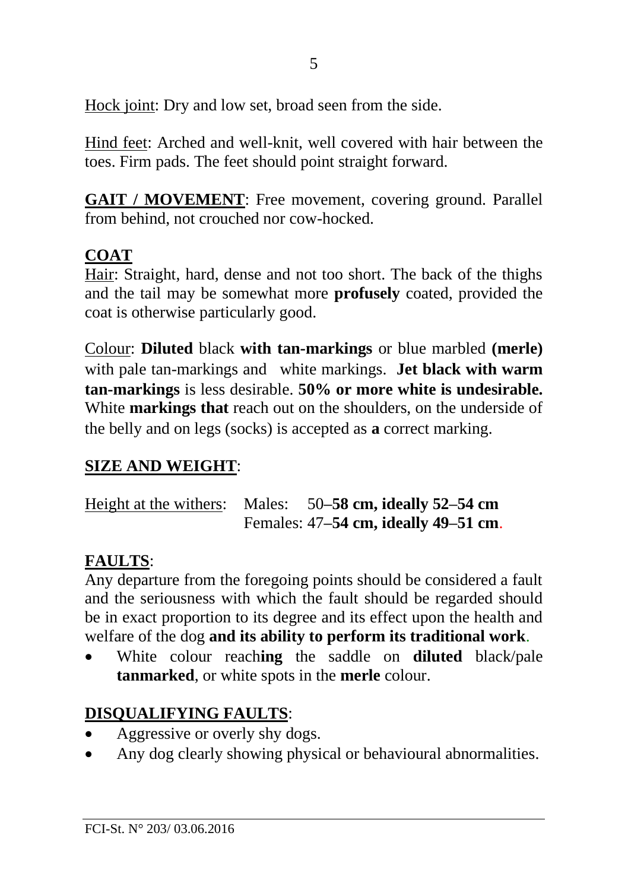Hock joint: Dry and low set, broad seen from the side.

Hind feet: Arched and well-knit, well covered with hair between the toes. Firm pads. The feet should point straight forward.

**GAIT / MOVEMENT**: Free movement, covering ground. Parallel from behind, not crouched nor cow-hocked.

## COAT

Hair: Straight, hard, dense and not too short. The back of the thighs and the tail may be somewhat more **profusely** coated, provided the coat is otherwise particularly good.

Colour: **Diluted** black **with tan-markings** or blue marbled **(merle)** with pale tan-markings and white markings. **Jet black with warm tan-markings** is less desirable. **50% or more white is undesirable.** White **markings that** reach out on the shoulders, on the underside of the belly and on legs (socks) is accepted as **a** correct marking.

## SIZE AND WEIGHT:

Height at the withers: Males: 50–**58 cm, ideally 52–54 cm**
Females: 47–**54 cm, ideally 49–51 cm**.

## FAULTS:

Any departure from the foregoing points should be considered a fault and the seriousness with which the fault should be regarded should be in exact proportion to its degree and its effect upon the health and welfare of the dog **and its ability to perform its traditional work**.

- White colour reach**ing** the saddle on **diluted** black/pale **tanmarked**, or white spots in the **merle** colour.

## DISQUALIFYING FAULTS:

- Aggressive or overly shy dogs.
- Any dog clearly showing physical or behavioural abnormalities.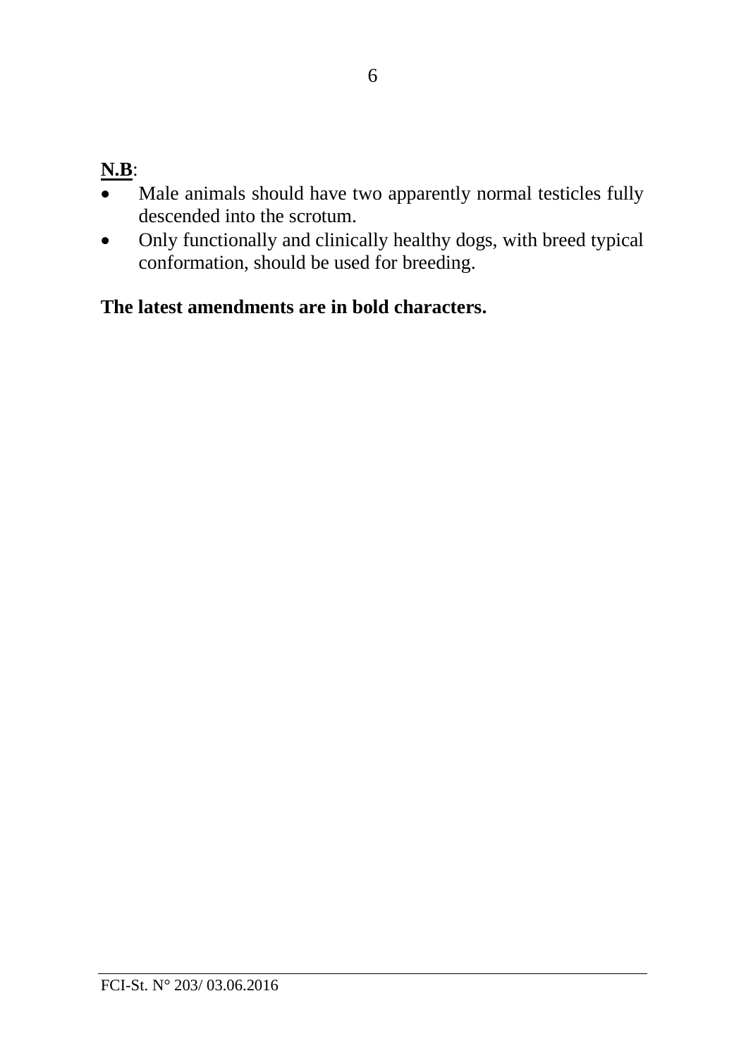**<u>N.B</u>**:
- Male animals should have two apparently normal testicles fully descended into the scrotum.
- Only functionally and clinically healthy dogs, with breed typical conformation, should be used for breeding.

**The latest amendments are in bold characters.**

FCI-St. N° 203/ 03.06.2016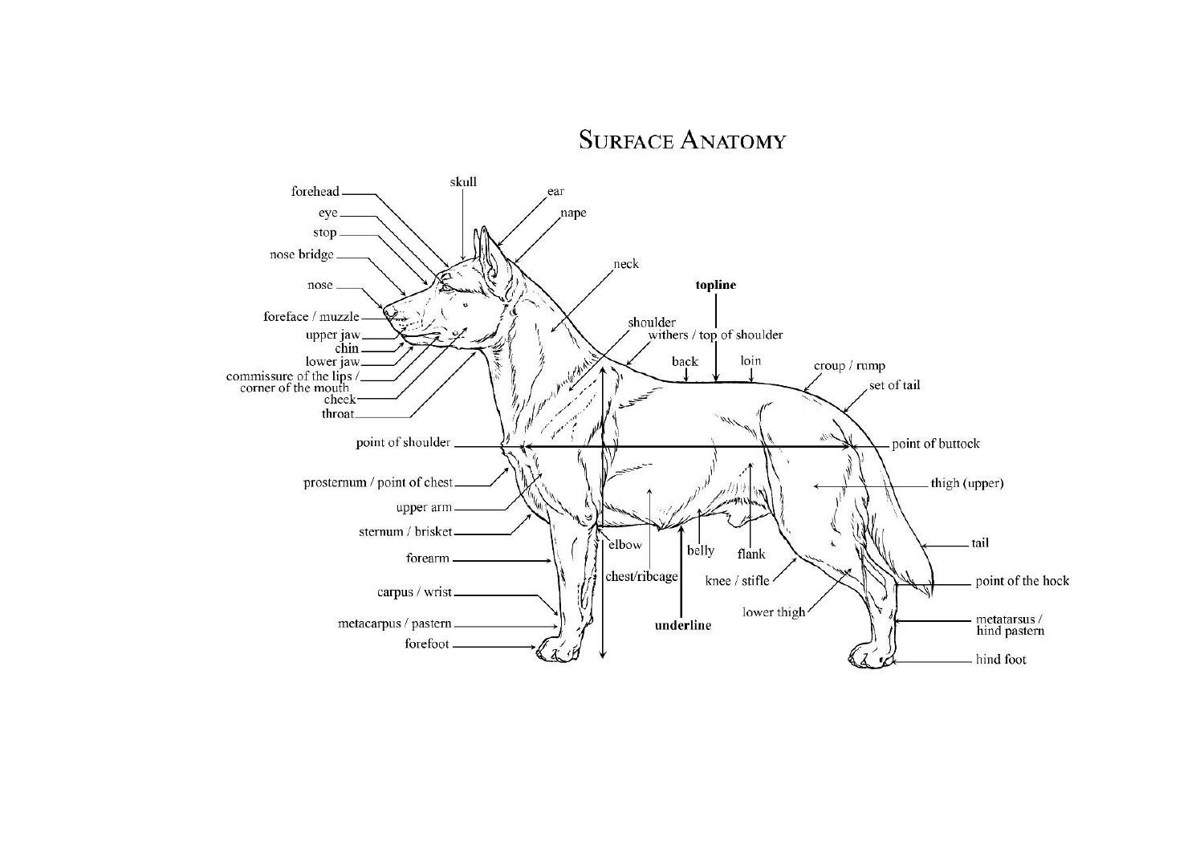# Surface Anatomy

forehead
eye
stop
nose bridge
nose
foreface / muzzle
upper jaw
chin
lower jaw
commissure of the lips / corner of the mouth
cheek
throat
skull
ear
nape
neck
topline
shoulder
withers / top of shoulder
back
loin
croup / rump
set of tail
point of shoulder
point of buttock
prosternum / point of chest
thigh (upper)
upper arm
sternum / brisket
elbow
belly
flank
tail
forearm
chest/ribcage
knee / stifle
point of the hock
carpus / wrist
lower thigh
metacarpus / pastern
underline
metatarsus / hind pastern
forefoot
hind foot